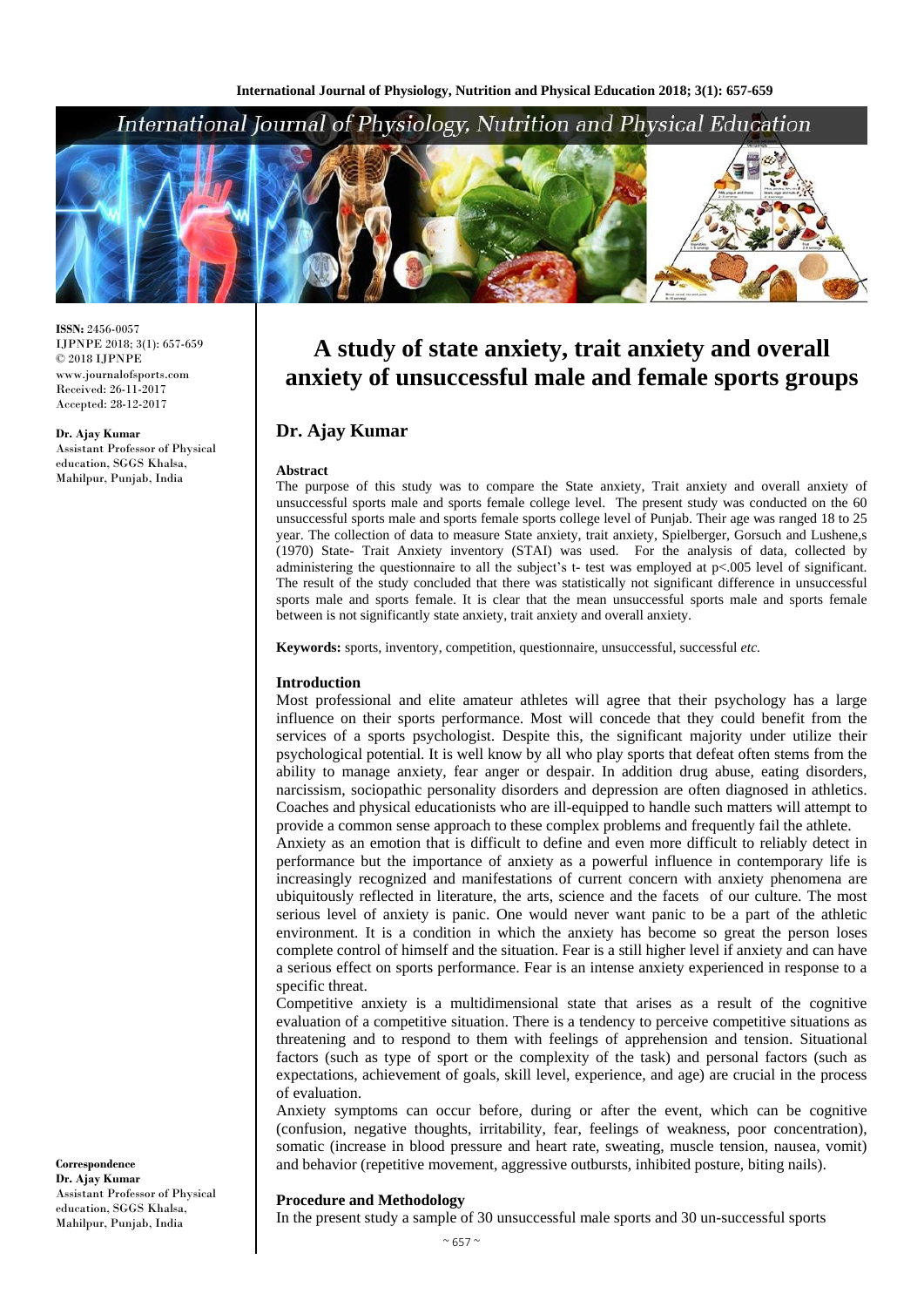# A study of state anxiety, trait anxiety and overall anxiety of unsuccessful male and female sports groups

## Dr. Ajay Kumar

ISSN: 2456-0057
IJPNPE 2018; 3(1): 657-659
© 2018 IJPNPE
www.journalofsports.com
Received: 26-11-2017
Accepted: 28-12-2017

**Dr. Ajay Kumar**
Assistant Professor of Physical education, SGGS Khalsa, Mahilpur, Punjab, India

**Correspondence**
**Dr. Ajay Kumar**
Assistant Professor of Physical education, SGGS Khalsa, Mahilpur, Punjab, India

### Abstract

The purpose of this study was to compare the State anxiety, Trait anxiety and overall anxiety of unsuccessful sports male and sports female college level. The present study was conducted on the 60 unsuccessful sports male and sports female sports college level of Punjab. Their age was ranged 18 to 25 year. The collection of data to measure State anxiety, trait anxiety, Spielberger, Gorsuch and Lushene,s (1970) State- Trait Anxiety inventory (STAI) was used. For the analysis of data, collected by administering the questionnaire to all the subject's t- test was employed at p<.005 level of significant. The result of the study concluded that there was statistically not significant difference in unsuccessful sports male and sports female. It is clear that the mean unsuccessful sports male and sports female between is not significantly state anxiety, trait anxiety and overall anxiety.

**Keywords:** sports, inventory, competition, questionnaire, unsuccessful, successful *etc.*

### Introduction

Most professional and elite amateur athletes will agree that their psychology has a large influence on their sports performance. Most will concede that they could benefit from the services of a sports psychologist. Despite this, the significant majority under utilize their psychological potential. It is well know by all who play sports that defeat often stems from the ability to manage anxiety, fear anger or despair. In addition drug abuse, eating disorders, narcissism, sociopathic personality disorders and depression are often diagnosed in athletics. Coaches and physical educationists who are ill-equipped to handle such matters will attempt to provide a common sense approach to these complex problems and frequently fail the athlete.

Anxiety as an emotion that is difficult to define and even more difficult to reliably detect in performance but the importance of anxiety as a powerful influence in contemporary life is increasingly recognized and manifestations of current concern with anxiety phenomena are ubiquitously reflected in literature, the arts, science and the facets of our culture. The most serious level of anxiety is panic. One would never want panic to be a part of the athletic environment. It is a condition in which the anxiety has become so great the person loses complete control of himself and the situation. Fear is a still higher level if anxiety and can have a serious effect on sports performance. Fear is an intense anxiety experienced in response to a specific threat.

Competitive anxiety is a multidimensional state that arises as a result of the cognitive evaluation of a competitive situation. There is a tendency to perceive competitive situations as threatening and to respond to them with feelings of apprehension and tension. Situational factors (such as type of sport or the complexity of the task) and personal factors (such as expectations, achievement of goals, skill level, experience, and age) are crucial in the process of evaluation.

Anxiety symptoms can occur before, during or after the event, which can be cognitive (confusion, negative thoughts, irritability, fear, feelings of weakness, poor concentration), somatic (increase in blood pressure and heart rate, sweating, muscle tension, nausea, vomit) and behavior (repetitive movement, aggressive outbursts, inhibited posture, biting nails).

### Procedure and Methodology

In the present study a sample of 30 unsuccessful male sports and 30 un-successful sports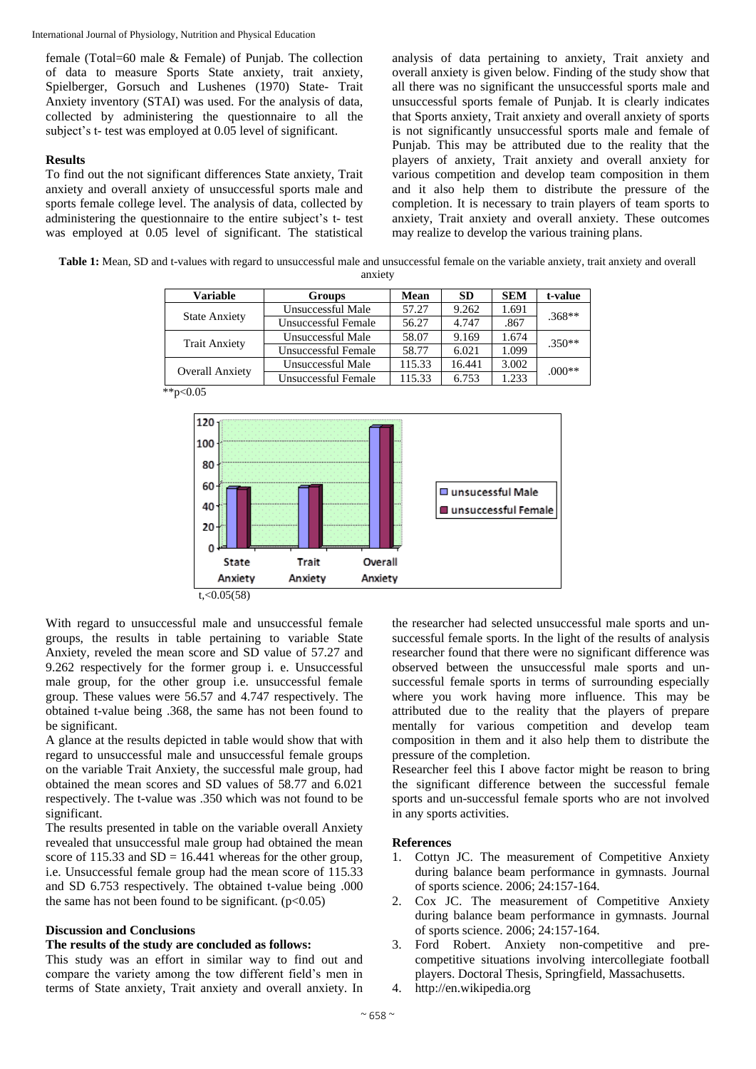female (Total=60 male & Female) of Punjab. The collection of data to measure Sports State anxiety, trait anxiety, Spielberger, Gorsuch and Lushenes (1970) State- Trait Anxiety inventory (STAI) was used. For the analysis of data, collected by administering the questionnaire to all the subject's t- test was employed at 0.05 level of significant.

### Results

To find out the not significant differences State anxiety, Trait anxiety and overall anxiety of unsuccessful sports male and sports female college level. The analysis of data, collected by administering the questionnaire to the entire subject's t- test was employed at 0.05 level of significant. The statistical analysis of data pertaining to anxiety, Trait anxiety and overall anxiety is given below. Finding of the study show that all there was no significant the unsuccessful sports male and unsuccessful sports female of Punjab. It is clearly indicates that Sports anxiety, Trait anxiety and overall anxiety of sports is not significantly unsuccessful sports male and female of Punjab. This may be attributed due to the reality that the players of anxiety, Trait anxiety and overall anxiety for various competition and develop team composition in them and it also help them to distribute the pressure of the completion. It is necessary to train players of team sports to anxiety, Trait anxiety and overall anxiety. These outcomes may realize to develop the various training plans.

**Table 1:** Mean, SD and t-values with regard to unsuccessful male and unsuccessful female on the variable anxiety, trait anxiety and overall anxiety

| Variable | Groups | Mean | SD | SEM | t-value |
|---|---|---|---|---|---|
| State Anxiety | Unsuccessful Male | 57.27 | 9.262 | 1.691 | .368** |
| | Unsuccessful Female | 56.27 | 4.747 | .867 | |
| Trait Anxiety | Unsuccessful Male | 58.07 | 9.169 | 1.674 | .350** |
| | Unsuccessful Female | 58.77 | 6.021 | 1.099 | |
| Overall Anxiety | Unsuccessful Male | 115.33 | 16.441 | 3.002 | .000** |
| | Unsuccessful Female | 115.33 | 6.753 | 1.233 | |

**p<0.05

t,<0.05(58)

With regard to unsuccessful male and unsuccessful female groups, the results in table pertaining to variable State Anxiety, reveled the mean score and SD value of 57.27 and 9.262 respectively for the former group i. e. Unsuccessful male group, for the other group i.e. unsuccessful female group. These values were 56.57 and 4.747 respectively. The obtained t-value being .368, the same has not been found to be significant.

A glance at the results depicted in table would show that with regard to unsuccessful male and unsuccessful female groups on the variable Trait Anxiety, the successful male group, had obtained the mean scores and SD values of 58.77 and 6.021 respectively. The t-value was .350 which was not found to be significant.

The results presented in table on the variable overall Anxiety revealed that unsuccessful male group had obtained the mean score of 115.33 and SD = 16.441 whereas for the other group, i.e. Unsuccessful female group had the mean score of 115.33 and SD 6.753 respectively. The obtained t-value being .000 the same has not been found to be significant. ($p<0.05$)

### Discussion and Conclusions

**The results of the study are concluded as follows:**

This study was an effort in similar way to find out and compare the variety among the tow different field's men in terms of State anxiety, Trait anxiety and overall anxiety. In the researcher had selected unsuccessful male sports and un-successful female sports. In the light of the results of analysis researcher found that there were no significant difference was observed between the unsuccessful male sports and un-successful female sports in terms of surrounding especially where you work having more influence. This may be attributed due to the reality that the players of prepare mentally for various competition and develop team composition in them and it also help them to distribute the pressure of the completion.

Researcher feel this I above factor might be reason to bring the significant difference between the successful female sports and un-successful female sports who are not involved in any sports activities.

### References

1. Cottyn JC. The measurement of Competitive Anxiety during balance beam performance in gymnasts. Journal of sports science. 2006; 24:157-164.
2. Cox JC. The measurement of Competitive Anxiety during balance beam performance in gymnasts. Journal of sports science. 2006; 24:157-164.
3. Ford Robert. Anxiety non-competitive and pre-competitive situations involving intercollegiate football players. Doctoral Thesis, Springfield, Massachusetts.
4. http://en.wikipedia.org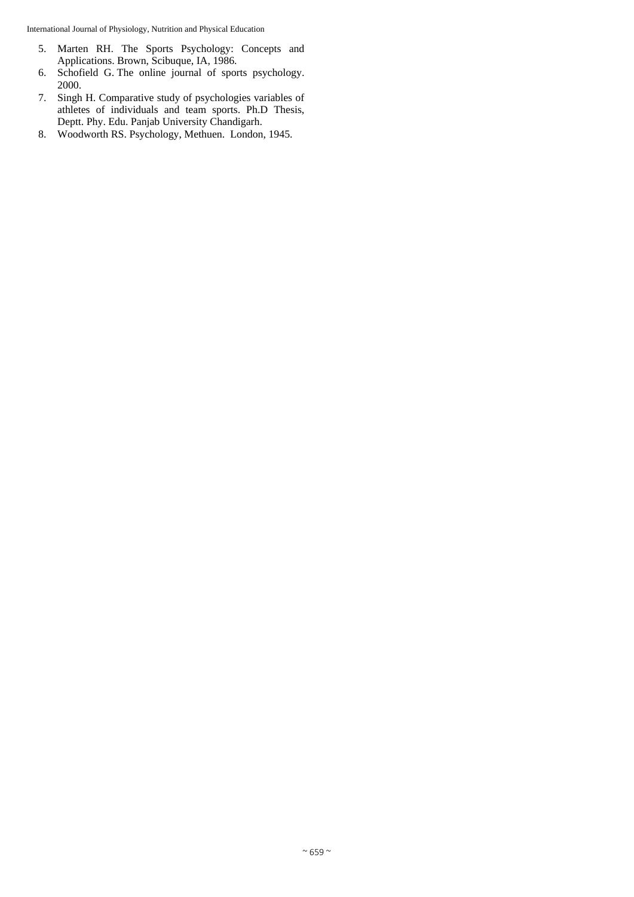5. Marten RH. The Sports Psychology: Concepts and Applications. Brown, Scibuque, IA, 1986.
6. Schofield G. The online journal of sports psychology. 2000.
7. Singh H. Comparative study of psychologies variables of athletes of individuals and team sports. Ph.D Thesis, Deptt. Phy. Edu. Panjab University Chandigarh.
8. Woodworth RS. Psychology, Methuen. London, 1945.